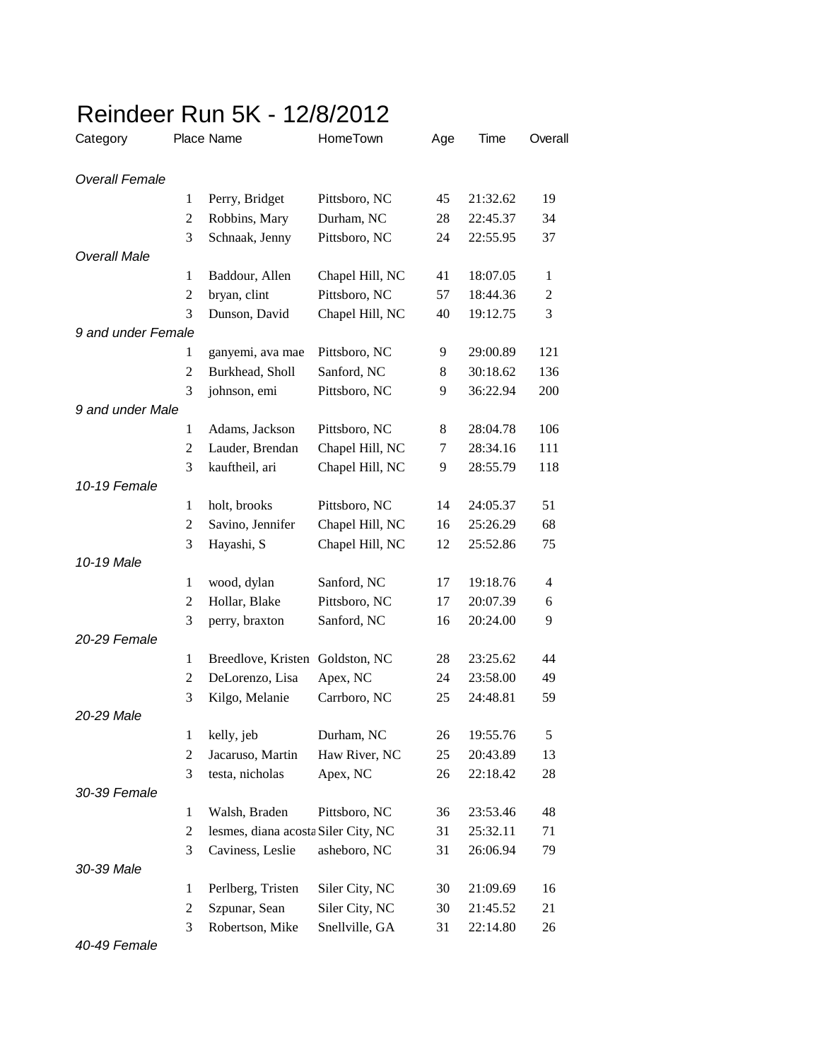# Reindeer Run 5K - 12/8/2012

| Category | Place | Name | HomeTown | Age | Time | Overall |
|---|---|---|---|---|---|---|
| *Overall Female* | | | | | | |
| | 1 | Perry, Bridget | Pittsboro, NC | 45 | 21:32.62 | 19 |
| | 2 | Robbins, Mary | Durham, NC | 28 | 22:45.37 | 34 |
| | 3 | Schnaak, Jenny | Pittsboro, NC | 24 | 22:55.95 | 37 |
| *Overall Male* | | | | | | |
| | 1 | Baddour, Allen | Chapel Hill, NC | 41 | 18:07.05 | 1 |
| | 2 | bryan, clint | Pittsboro, NC | 57 | 18:44.36 | 2 |
| | 3 | Dunson, David | Chapel Hill, NC | 40 | 19:12.75 | 3 |
| *9 and under Female* | | | | | | |
| | 1 | ganyemi, ava mae | Pittsboro, NC | 9 | 29:00.89 | 121 |
| | 2 | Burkhead, Sholl | Sanford, NC | 8 | 30:18.62 | 136 |
| | 3 | johnson, emi | Pittsboro, NC | 9 | 36:22.94 | 200 |
| *9 and under Male* | | | | | | |
| | 1 | Adams, Jackson | Pittsboro, NC | 8 | 28:04.78 | 106 |
| | 2 | Lauder, Brendan | Chapel Hill, NC | 7 | 28:34.16 | 111 |
| | 3 | kauftheil, ari | Chapel Hill, NC | 9 | 28:55.79 | 118 |
| *10-19 Female* | | | | | | |
| | 1 | holt, brooks | Pittsboro, NC | 14 | 24:05.37 | 51 |
| | 2 | Savino, Jennifer | Chapel Hill, NC | 16 | 25:26.29 | 68 |
| | 3 | Hayashi, S | Chapel Hill, NC | 12 | 25:52.86 | 75 |
| *10-19 Male* | | | | | | |
| | 1 | wood, dylan | Sanford, NC | 17 | 19:18.76 | 4 |
| | 2 | Hollar, Blake | Pittsboro, NC | 17 | 20:07.39 | 6 |
| | 3 | perry, braxton | Sanford, NC | 16 | 20:24.00 | 9 |
| *20-29 Female* | | | | | | |
| | 1 | Breedlove, Kristen | Goldston, NC | 28 | 23:25.62 | 44 |
| | 2 | DeLorenzo, Lisa | Apex, NC | 24 | 23:58.00 | 49 |
| | 3 | Kilgo, Melanie | Carrboro, NC | 25 | 24:48.81 | 59 |
| *20-29 Male* | | | | | | |
| | 1 | kelly, jeb | Durham, NC | 26 | 19:55.76 | 5 |
| | 2 | Jacaruso, Martin | Haw River, NC | 25 | 20:43.89 | 13 |
| | 3 | testa, nicholas | Apex, NC | 26 | 22:18.42 | 28 |
| *30-39 Female* | | | | | | |
| | 1 | Walsh, Braden | Pittsboro, NC | 36 | 23:53.46 | 48 |
| | 2 | lesmes, diana acosta | Siler City, NC | 31 | 25:32.11 | 71 |
| | 3 | Caviness, Leslie | asheboro, NC | 31 | 26:06.94 | 79 |
| *30-39 Male* | | | | | | |
| | 1 | Perlberg, Tristen | Siler City, NC | 30 | 21:09.69 | 16 |
| | 2 | Szpunar, Sean | Siler City, NC | 30 | 21:45.52 | 21 |
| | 3 | Robertson, Mike | Snellville, GA | 31 | 22:14.80 | 26 |
| *40-49 Female* | | | | | | |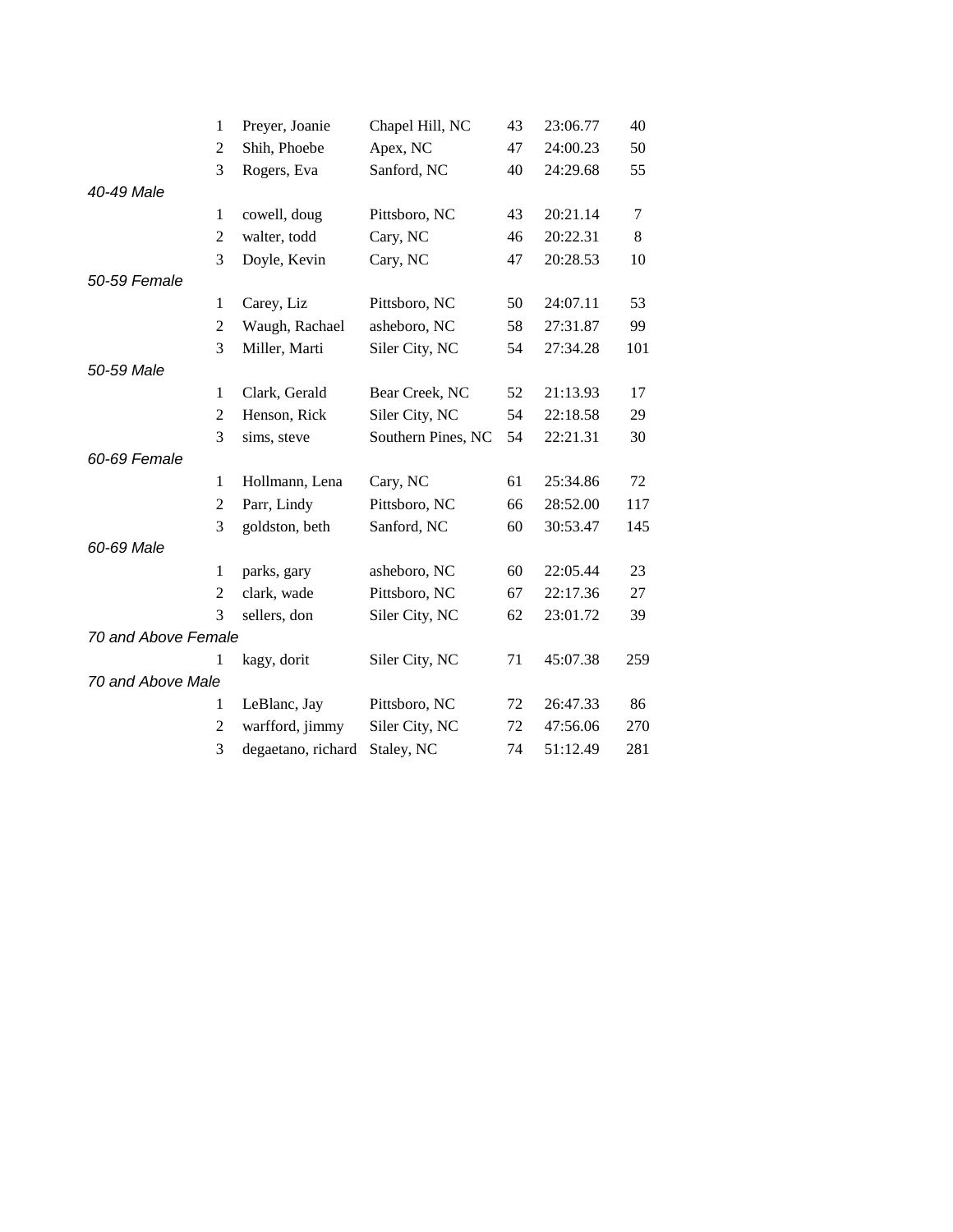| | | | | | | |
|---|---|---|---|---|---|---|
| | 1 | Preyer, Joanie | Chapel Hill, NC | 43 | 23:06.77 | 40 |
| | 2 | Shih, Phoebe | Apex, NC | 47 | 24:00.23 | 50 |
| | 3 | Rogers, Eva | Sanford, NC | 40 | 24:29.68 | 55 |
| *40-49 Male* | | | | | | |
| | 1 | cowell, doug | Pittsboro, NC | 43 | 20:21.14 | 7 |
| | 2 | walter, todd | Cary, NC | 46 | 20:22.31 | 8 |
| | 3 | Doyle, Kevin | Cary, NC | 47 | 20:28.53 | 10 |
| *50-59 Female* | | | | | | |
| | 1 | Carey, Liz | Pittsboro, NC | 50 | 24:07.11 | 53 |
| | 2 | Waugh, Rachael | asheboro, NC | 58 | 27:31.87 | 99 |
| | 3 | Miller, Marti | Siler City, NC | 54 | 27:34.28 | 101 |
| *50-59 Male* | | | | | | |
| | 1 | Clark, Gerald | Bear Creek, NC | 52 | 21:13.93 | 17 |
| | 2 | Henson, Rick | Siler City, NC | 54 | 22:18.58 | 29 |
| | 3 | sims, steve | Southern Pines, NC | 54 | 22:21.31 | 30 |
| *60-69 Female* | | | | | | |
| | 1 | Hollmann, Lena | Cary, NC | 61 | 25:34.86 | 72 |
| | 2 | Parr, Lindy | Pittsboro, NC | 66 | 28:52.00 | 117 |
| | 3 | goldston, beth | Sanford, NC | 60 | 30:53.47 | 145 |
| *60-69 Male* | | | | | | |
| | 1 | parks, gary | asheboro, NC | 60 | 22:05.44 | 23 |
| | 2 | clark, wade | Pittsboro, NC | 67 | 22:17.36 | 27 |
| | 3 | sellers, don | Siler City, NC | 62 | 23:01.72 | 39 |
| *70 and Above Female* | | | | | | |
| | 1 | kagy, dorit | Siler City, NC | 71 | 45:07.38 | 259 |
| *70 and Above Male* | | | | | | |
| | 1 | LeBlanc, Jay | Pittsboro, NC | 72 | 26:47.33 | 86 |
| | 2 | warfford, jimmy | Siler City, NC | 72 | 47:56.06 | 270 |
| | 3 | degaetano, richard | Staley, NC | 74 | 51:12.49 | 281 |